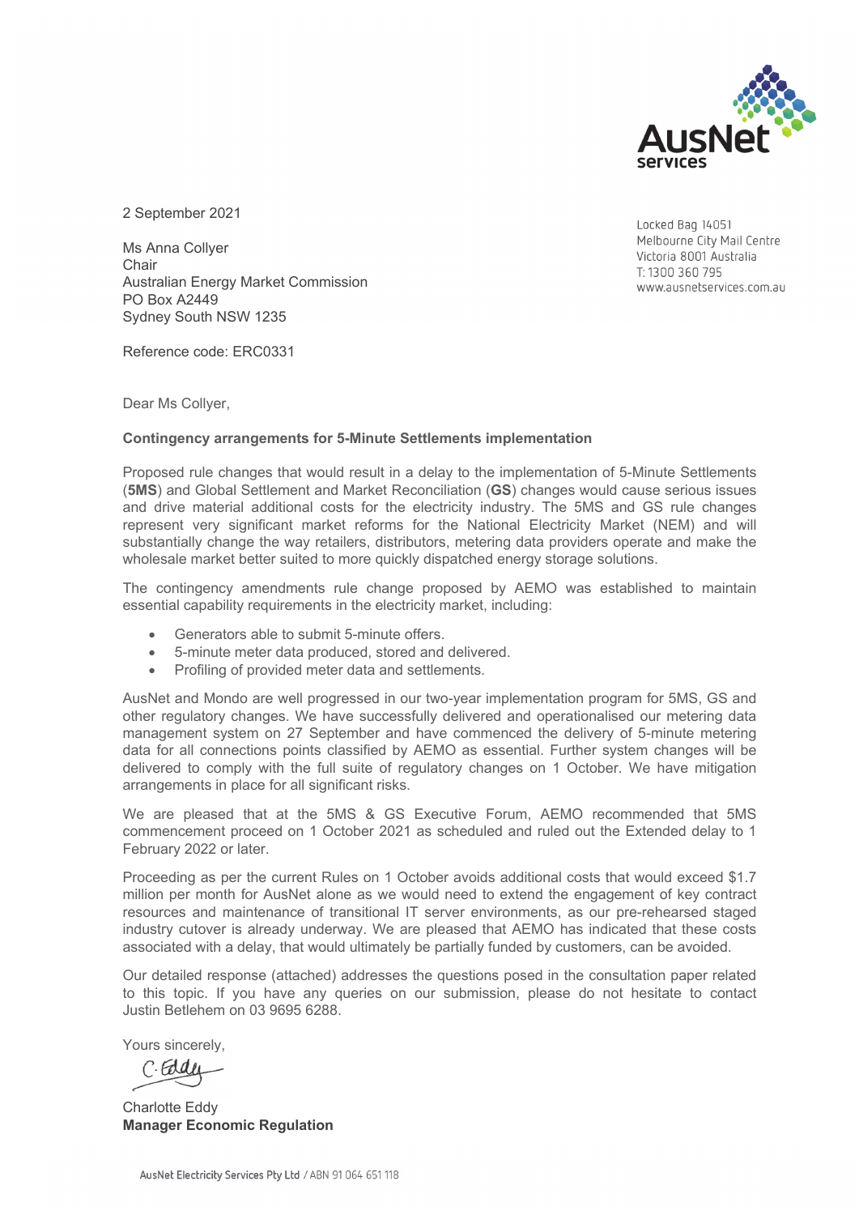2 September 2021

Locked Bag 14051
Melbourne City Mail Centre
Victoria 8001 Australia
T: 1300 360 795
www.ausnetservices.com.au

Ms Anna Collyer
Chair
Australian Energy Market Commission
PO Box A2449
Sydney South NSW 1235

Reference code: ERC0331

Dear Ms Collyer,

**Contingency arrangements for 5-Minute Settlements implementation**

Proposed rule changes that would result in a delay to the implementation of 5-Minute Settlements (**5MS**) and Global Settlement and Market Reconciliation (**GS**) changes would cause serious issues and drive material additional costs for the electricity industry. The 5MS and GS rule changes represent very significant market reforms for the National Electricity Market (NEM) and will substantially change the way retailers, distributors, metering data providers operate and make the wholesale market better suited to more quickly dispatched energy storage solutions.

The contingency amendments rule change proposed by AEMO was established to maintain essential capability requirements in the electricity market, including:

- Generators able to submit 5-minute offers.
- 5-minute meter data produced, stored and delivered.
- Profiling of provided meter data and settlements.

AusNet and Mondo are well progressed in our two-year implementation program for 5MS, GS and other regulatory changes. We have successfully delivered and operationalised our metering data management system on 27 September and have commenced the delivery of 5-minute metering data for all connections points classified by AEMO as essential. Further system changes will be delivered to comply with the full suite of regulatory changes on 1 October. We have mitigation arrangements in place for all significant risks.

We are pleased that at the 5MS & GS Executive Forum, AEMO recommended that 5MS commencement proceed on 1 October 2021 as scheduled and ruled out the Extended delay to 1 February 2022 or later.

Proceeding as per the current Rules on 1 October avoids additional costs that would exceed $1.7 million per month for AusNet alone as we would need to extend the engagement of key contract resources and maintenance of transitional IT server environments, as our pre-rehearsed staged industry cutover is already underway. We are pleased that AEMO has indicated that these costs associated with a delay, that would ultimately be partially funded by customers, can be avoided.

Our detailed response (attached) addresses the questions posed in the consultation paper related to this topic. If you have any queries on our submission, please do not hesitate to contact Justin Betlehem on 03 9695 6288.

Yours sincerely,

Charlotte Eddy
**Manager Economic Regulation**

AusNet Electricity Services Pty Ltd / ABN 91 064 651 118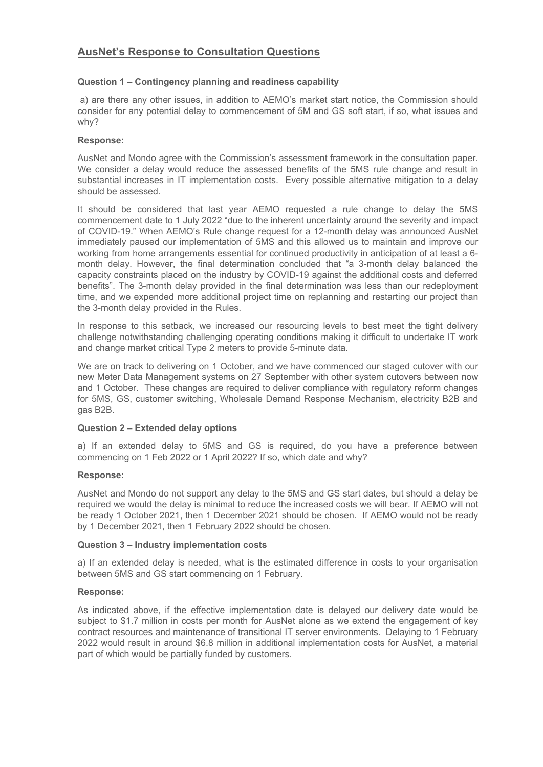## AusNet's Response to Consultation Questions

**Question 1 – Contingency planning and readiness capability**

a) are there any other issues, in addition to AEMO's market start notice, the Commission should consider for any potential delay to commencement of 5M and GS soft start, if so, what issues and why?

**Response:**

AusNet and Mondo agree with the Commission's assessment framework in the consultation paper. We consider a delay would reduce the assessed benefits of the 5MS rule change and result in substantial increases in IT implementation costs. Every possible alternative mitigation to a delay should be assessed.

It should be considered that last year AEMO requested a rule change to delay the 5MS commencement date to 1 July 2022 "due to the inherent uncertainty around the severity and impact of COVID-19." When AEMO's Rule change request for a 12-month delay was announced AusNet immediately paused our implementation of 5MS and this allowed us to maintain and improve our working from home arrangements essential for continued productivity in anticipation of at least a 6-month delay. However, the final determination concluded that "a 3-month delay balanced the capacity constraints placed on the industry by COVID-19 against the additional costs and deferred benefits". The 3-month delay provided in the final determination was less than our redeployment time, and we expended more additional project time on replanning and restarting our project than the 3-month delay provided in the Rules.

In response to this setback, we increased our resourcing levels to best meet the tight delivery challenge notwithstanding challenging operating conditions making it difficult to undertake IT work and change market critical Type 2 meters to provide 5-minute data.

We are on track to delivering on 1 October, and we have commenced our staged cutover with our new Meter Data Management systems on 27 September with other system cutovers between now and 1 October. These changes are required to deliver compliance with regulatory reform changes for 5MS, GS, customer switching, Wholesale Demand Response Mechanism, electricity B2B and gas B2B.

**Question 2 – Extended delay options**

a) If an extended delay to 5MS and GS is required, do you have a preference between commencing on 1 Feb 2022 or 1 April 2022? If so, which date and why?

**Response:**

AusNet and Mondo do not support any delay to the 5MS and GS start dates, but should a delay be required we would the delay is minimal to reduce the increased costs we will bear. If AEMO will not be ready 1 October 2021, then 1 December 2021 should be chosen. If AEMO would not be ready by 1 December 2021, then 1 February 2022 should be chosen.

**Question 3 – Industry implementation costs**

a) If an extended delay is needed, what is the estimated difference in costs to your organisation between 5MS and GS start commencing on 1 February.

**Response:**

As indicated above, if the effective implementation date is delayed our delivery date would be subject to $1.7 million in costs per month for AusNet alone as we extend the engagement of key contract resources and maintenance of transitional IT server environments. Delaying to 1 February 2022 would result in around $6.8 million in additional implementation costs for AusNet, a material part of which would be partially funded by customers.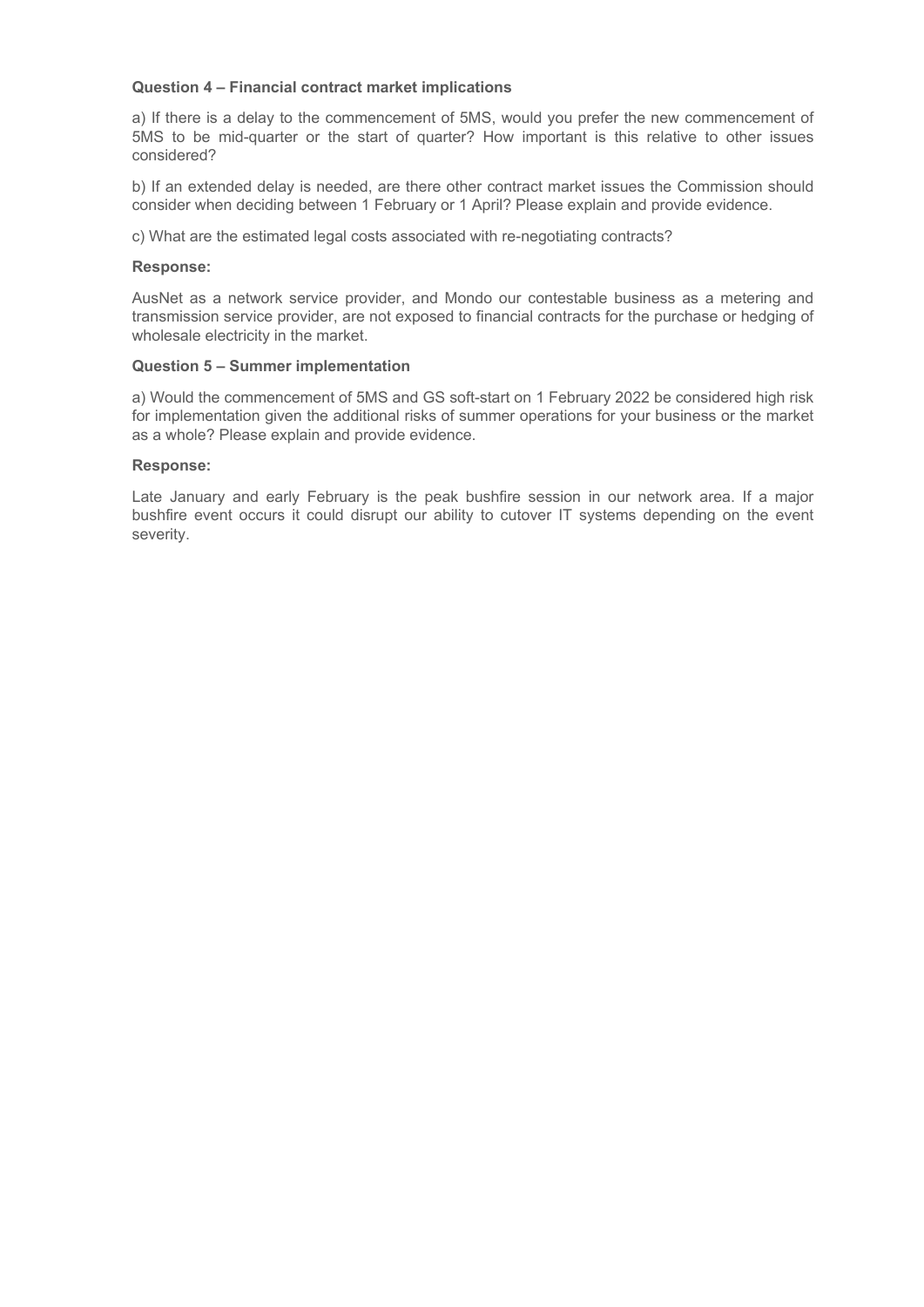**Question 4 – Financial contract market implications**

a) If there is a delay to the commencement of 5MS, would you prefer the new commencement of 5MS to be mid-quarter or the start of quarter? How important is this relative to other issues considered?

b) If an extended delay is needed, are there other contract market issues the Commission should consider when deciding between 1 February or 1 April? Please explain and provide evidence.

c) What are the estimated legal costs associated with re-negotiating contracts?

**Response:**

AusNet as a network service provider, and Mondo our contestable business as a metering and transmission service provider, are not exposed to financial contracts for the purchase or hedging of wholesale electricity in the market.

**Question 5 – Summer implementation**

a) Would the commencement of 5MS and GS soft-start on 1 February 2022 be considered high risk for implementation given the additional risks of summer operations for your business or the market as a whole? Please explain and provide evidence.

**Response:**

Late January and early February is the peak bushfire session in our network area. If a major bushfire event occurs it could disrupt our ability to cutover IT systems depending on the event severity.